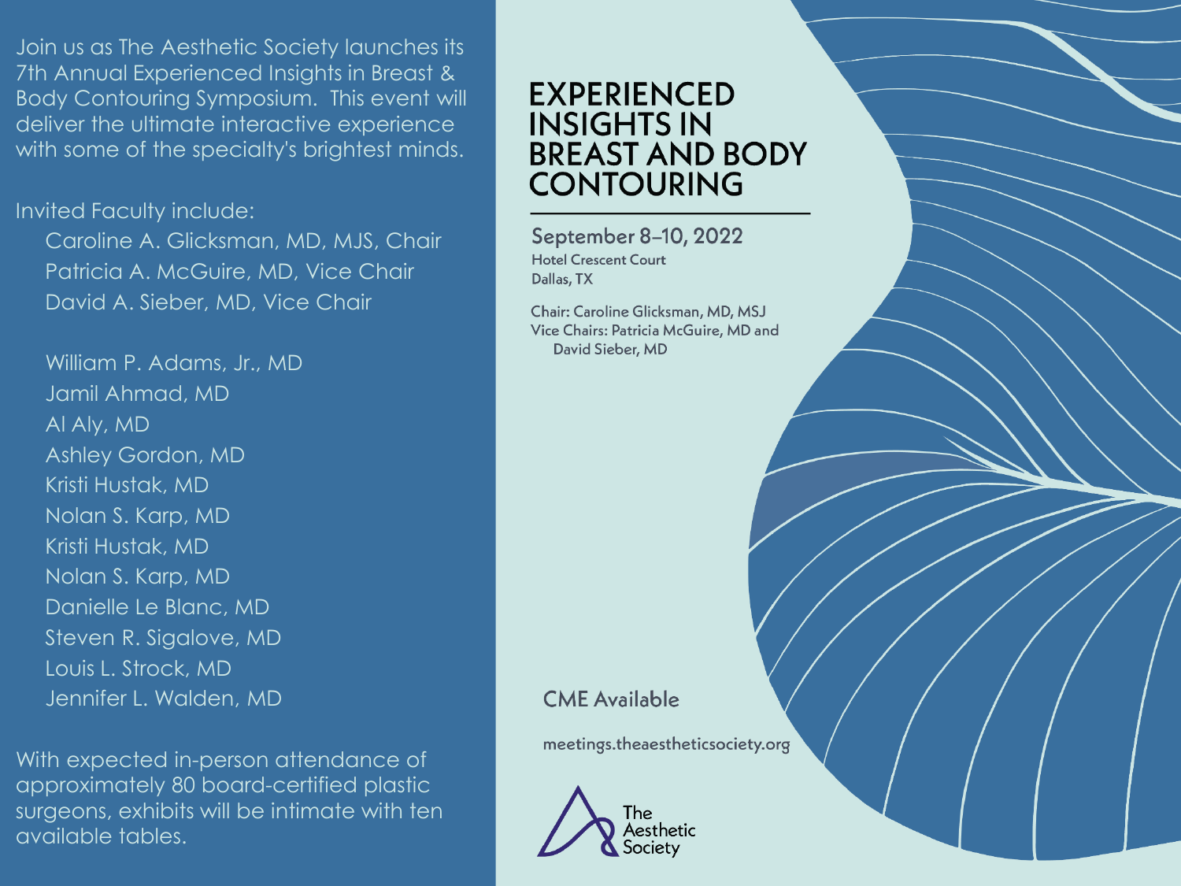Join us as The Aesthetic Society launches its 7th Annual Experienced Insights in Breast & Body Contouring Symposium. This event will deliver the ultimate interactive experience with some of the specialty's brightest minds.

Invited Faculty include:

- Caroline A. Glicksman, MD, MJS, Chair
- Patricia A. McGuire, MD, Vice Chair
- David A. Sieber, MD, Vice Chair

- William P. Adams, Jr., MD
- Jamil Ahmad, MD
- Al Aly, MD
- Ashley Gordon, MD
- Kristi Hustak, MD
- Nolan S. Karp, MD
- Kristi Hustak, MD
- Nolan S. Karp, MD
- Danielle Le Blanc, MD
- Steven R. Sigalove, MD
- Louis L. Strock, MD
- Jennifer L. Walden, MD

With expected in-person attendance of approximately 80 board-certified plastic surgeons, exhibits will be intimate with ten available tables.

# EXPERIENCED INSIGHTS IN BREAST AND BODY CONTOURING

**September 8–10, 2022**

Hotel Crescent Court
Dallas, TX

Chair: Caroline Glicksman, MD, MSJ
Vice Chairs: Patricia McGuire, MD and David Sieber, MD

**CME Available**

meetings.theaestheticsociety.org

The Aesthetic Society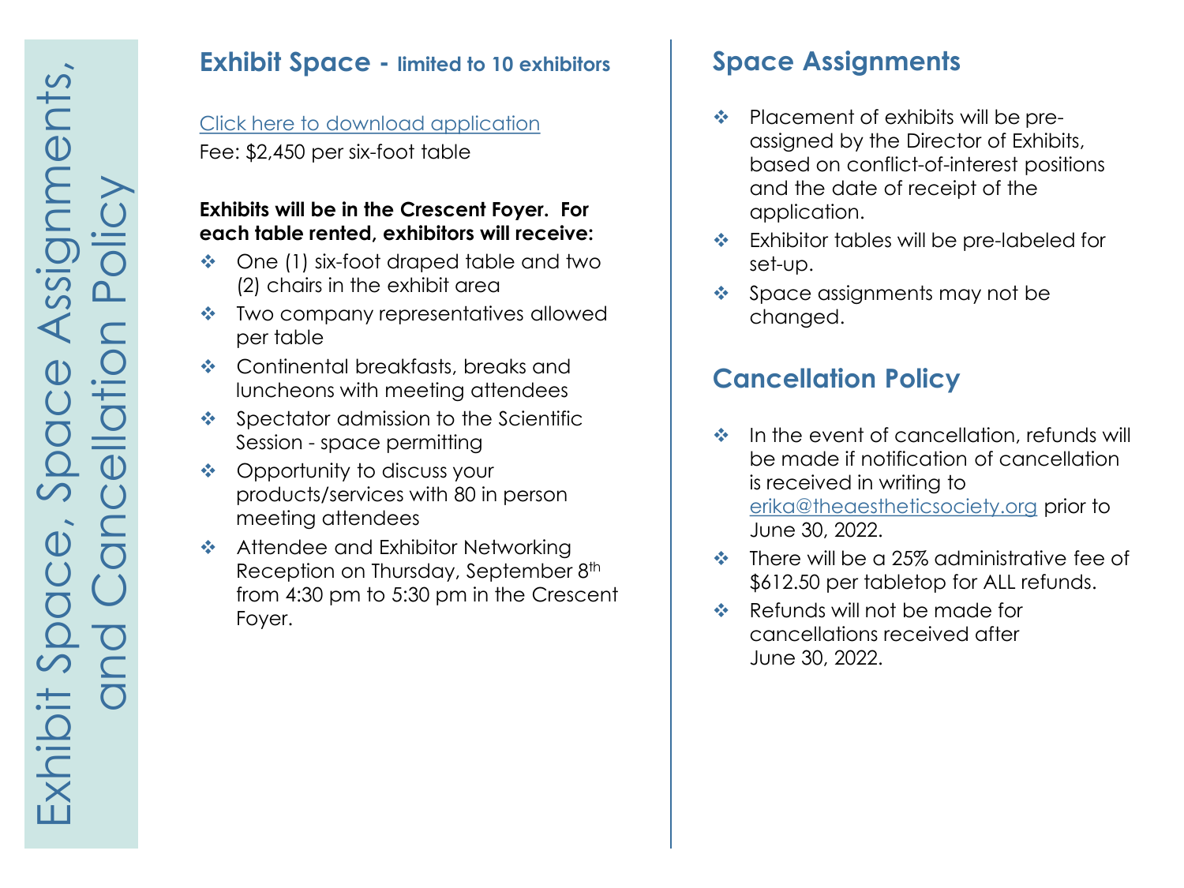# Exhibit Space, Space Assignments, and Cancellation Policy

## Exhibit Space - limited to 10 exhibitors

Click here to download application

Fee: $2,450 per six-foot table

**Exhibits will be in the Crescent Foyer. For each table rented, exhibitors will receive:**

- One (1) six-foot draped table and two (2) chairs in the exhibit area
- Two company representatives allowed per table
- Continental breakfasts, breaks and luncheons with meeting attendees
- Spectator admission to the Scientific Session - space permitting
- Opportunity to discuss your products/services with 80 in person meeting attendees
- Attendee and Exhibitor Networking Reception on Thursday, September 8th from 4:30 pm to 5:30 pm in the Crescent Foyer.

## Space Assignments

- Placement of exhibits will be pre-assigned by the Director of Exhibits, based on conflict-of-interest positions and the date of receipt of the application.
- Exhibitor tables will be pre-labeled for set-up.
- Space assignments may not be changed.

## Cancellation Policy

- In the event of cancellation, refunds will be made if notification of cancellation is received in writing to erika@theaestheticsociety.org prior to June 30, 2022.
- There will be a 25% administrative fee of $612.50 per tabletop for ALL refunds.
- Refunds will not be made for cancellations received after June 30, 2022.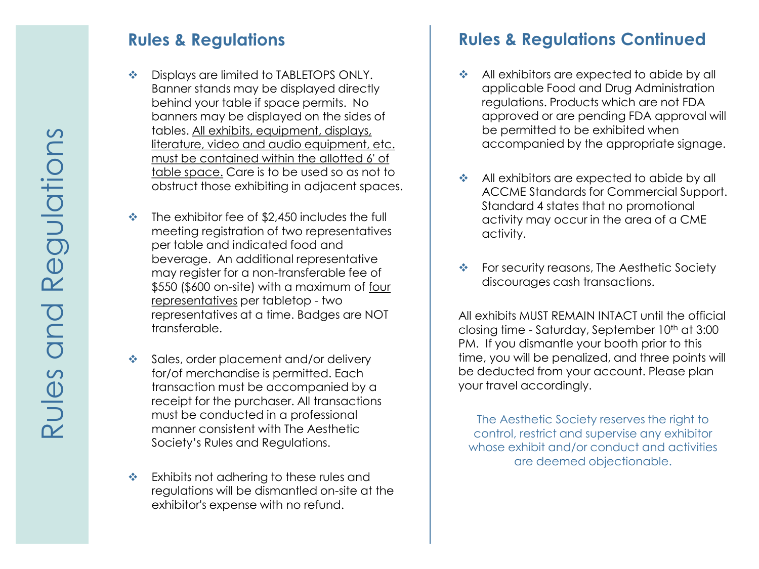# Rules and Regulations

## Rules & Regulations

- Displays are limited to TABLETOPS ONLY. Banner stands may be displayed directly behind your table if space permits. No banners may be displayed on the sides of tables. All exhibits, equipment, displays, literature, video and audio equipment, etc. must be contained within the allotted 6' of table space. Care is to be used so as not to obstruct those exhibiting in adjacent spaces.

- The exhibitor fee of $2,450 includes the full meeting registration of two representatives per table and indicated food and beverage. An additional representative may register for a non-transferable fee of $550 ($600 on-site) with a maximum of four representatives per tabletop - two representatives at a time. Badges are NOT transferable.

- Sales, order placement and/or delivery for/of merchandise is permitted. Each transaction must be accompanied by a receipt for the purchaser. All transactions must be conducted in a professional manner consistent with The Aesthetic Society's Rules and Regulations.

- Exhibits not adhering to these rules and regulations will be dismantled on-site at the exhibitor's expense with no refund.

## Rules & Regulations Continued

- All exhibitors are expected to abide by all applicable Food and Drug Administration regulations. Products which are not FDA approved or are pending FDA approval will be permitted to be exhibited when accompanied by the appropriate signage.

- All exhibitors are expected to abide by all ACCME Standards for Commercial Support. Standard 4 states that no promotional activity may occur in the area of a CME activity.

- For security reasons, The Aesthetic Society discourages cash transactions.

All exhibits MUST REMAIN INTACT until the official closing time - Saturday, September 10th at 3:00 PM. If you dismantle your booth prior to this time, you will be penalized, and three points will be deducted from your account. Please plan your travel accordingly.

The Aesthetic Society reserves the right to control, restrict and supervise any exhibitor whose exhibit and/or conduct and activities are deemed objectionable.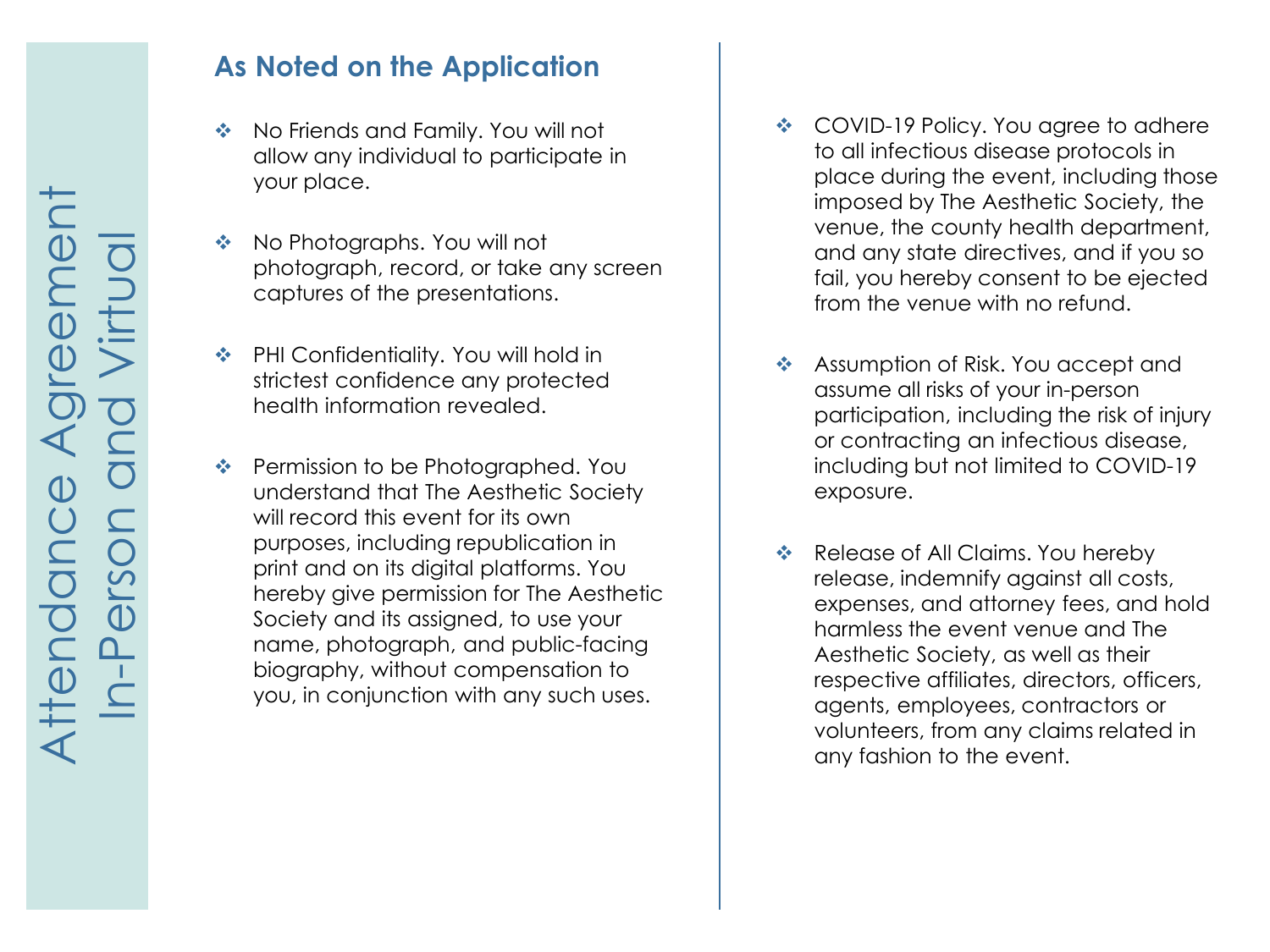# Attendance Agreement In-Person and Virtual

## As Noted on the Application

- No Friends and Family. You will not allow any individual to participate in your place.

- No Photographs. You will not photograph, record, or take any screen captures of the presentations.

- PHI Confidentiality. You will hold in strictest confidence any protected health information revealed.

- Permission to be Photographed. You understand that The Aesthetic Society will record this event for its own purposes, including republication in print and on its digital platforms. You hereby give permission for The Aesthetic Society and its assigned, to use your name, photograph, and public-facing biography, without compensation to you, in conjunction with any such uses.

- COVID-19 Policy. You agree to adhere to all infectious disease protocols in place during the event, including those imposed by The Aesthetic Society, the venue, the county health department, and any state directives, and if you so fail, you hereby consent to be ejected from the venue with no refund.

- Assumption of Risk. You accept and assume all risks of your in-person participation, including the risk of injury or contracting an infectious disease, including but not limited to COVID-19 exposure.

- Release of All Claims. You hereby release, indemnify against all costs, expenses, and attorney fees, and hold harmless the event venue and The Aesthetic Society, as well as their respective affiliates, directors, officers, agents, employees, contractors or volunteers, from any claims related in any fashion to the event.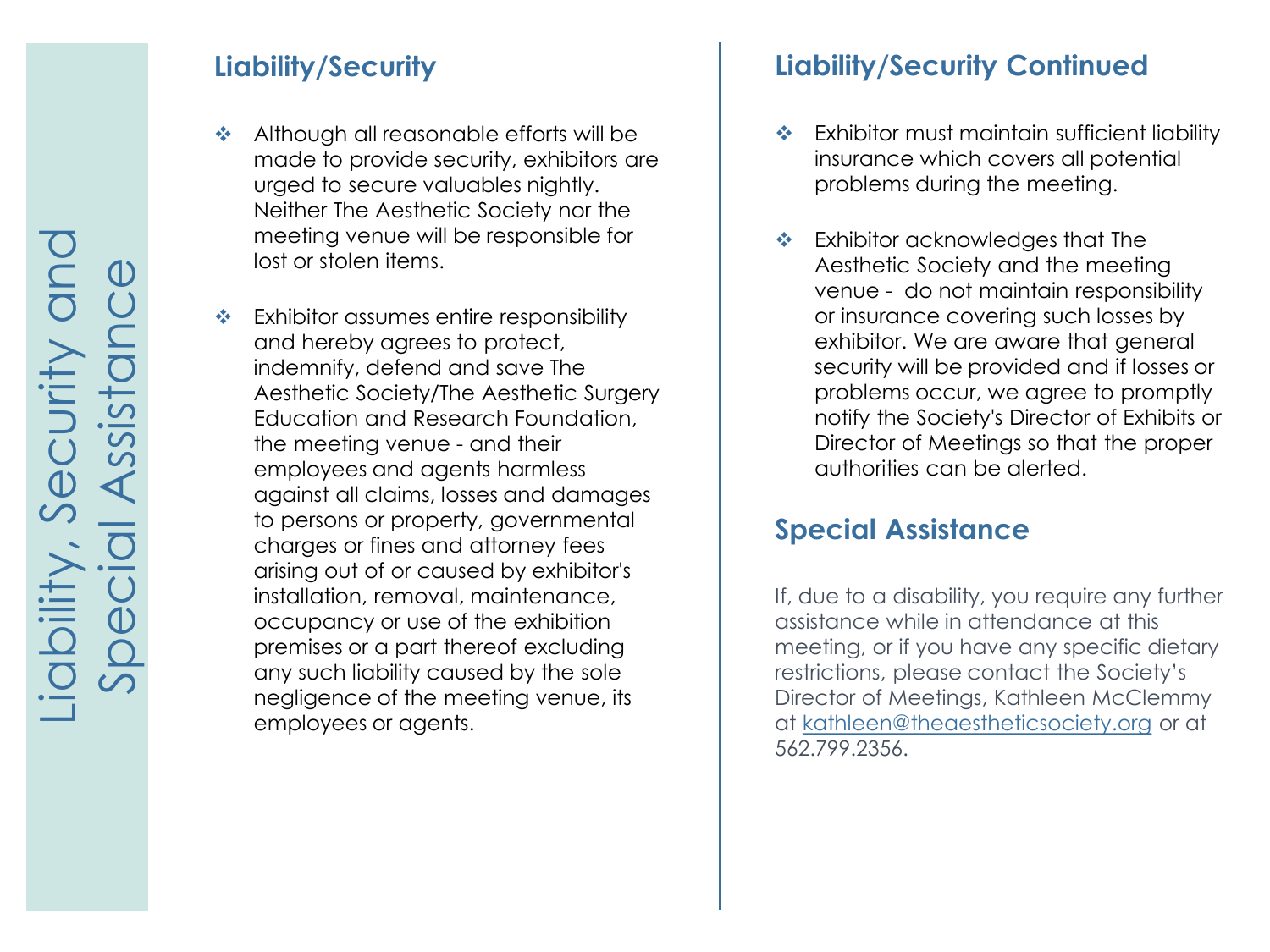# Liability, Security and Special Assistance

## Liability/Security

- Although all reasonable efforts will be made to provide security, exhibitors are urged to secure valuables nightly. Neither The Aesthetic Society nor the meeting venue will be responsible for lost or stolen items.

- Exhibitor assumes entire responsibility and hereby agrees to protect, indemnify, defend and save The Aesthetic Society/The Aesthetic Surgery Education and Research Foundation, the meeting venue - and their employees and agents harmless against all claims, losses and damages to persons or property, governmental charges or fines and attorney fees arising out of or caused by exhibitor's installation, removal, maintenance, occupancy or use of the exhibition premises or a part thereof excluding any such liability caused by the sole negligence of the meeting venue, its employees or agents.

## Liability/Security Continued

- Exhibitor must maintain sufficient liability insurance which covers all potential problems during the meeting.

- Exhibitor acknowledges that The Aesthetic Society and the meeting venue - do not maintain responsibility or insurance covering such losses by exhibitor. We are aware that general security will be provided and if losses or problems occur, we agree to promptly notify the Society's Director of Exhibits or Director of Meetings so that the proper authorities can be alerted.

## Special Assistance

If, due to a disability, you require any further assistance while in attendance at this meeting, or if you have any specific dietary restrictions, please contact the Society's Director of Meetings, Kathleen McClemmy at kathleen@theaestheticsociety.org or at 562.799.2356.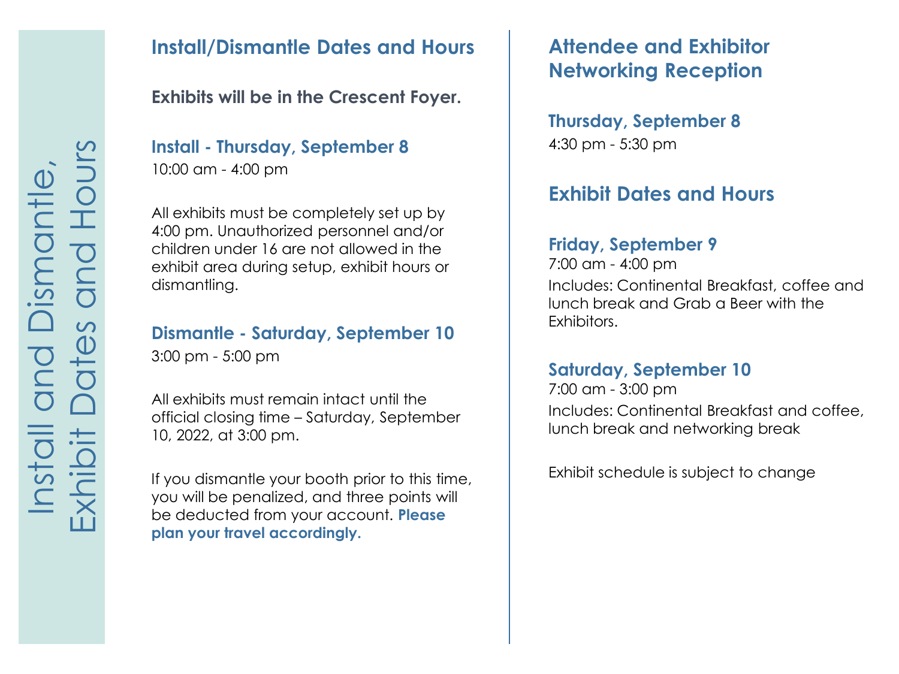# Install and Dismantle, Exhibit Dates and Hours

## Install/Dismantle Dates and Hours

**Exhibits will be in the Crescent Foyer.**

### Install - Thursday, September 8

10:00 am - 4:00 pm

All exhibits must be completely set up by 4:00 pm. Unauthorized personnel and/or children under 16 are not allowed in the exhibit area during setup, exhibit hours or dismantling.

### Dismantle - Saturday, September 10

3:00 pm - 5:00 pm

All exhibits must remain intact until the official closing time – Saturday, September 10, 2022, at 3:00 pm.

If you dismantle your booth prior to this time, you will be penalized, and three points will be deducted from your account. **Please plan your travel accordingly.**

## Attendee and Exhibitor Networking Reception

### Thursday, September 8

4:30 pm - 5:30 pm

## Exhibit Dates and Hours

### Friday, September 9

7:00 am - 4:00 pm

Includes: Continental Breakfast, coffee and lunch break and Grab a Beer with the Exhibitors.

### Saturday, September 10

7:00 am - 3:00 pm

Includes: Continental Breakfast and coffee, lunch break and networking break

Exhibit schedule is subject to change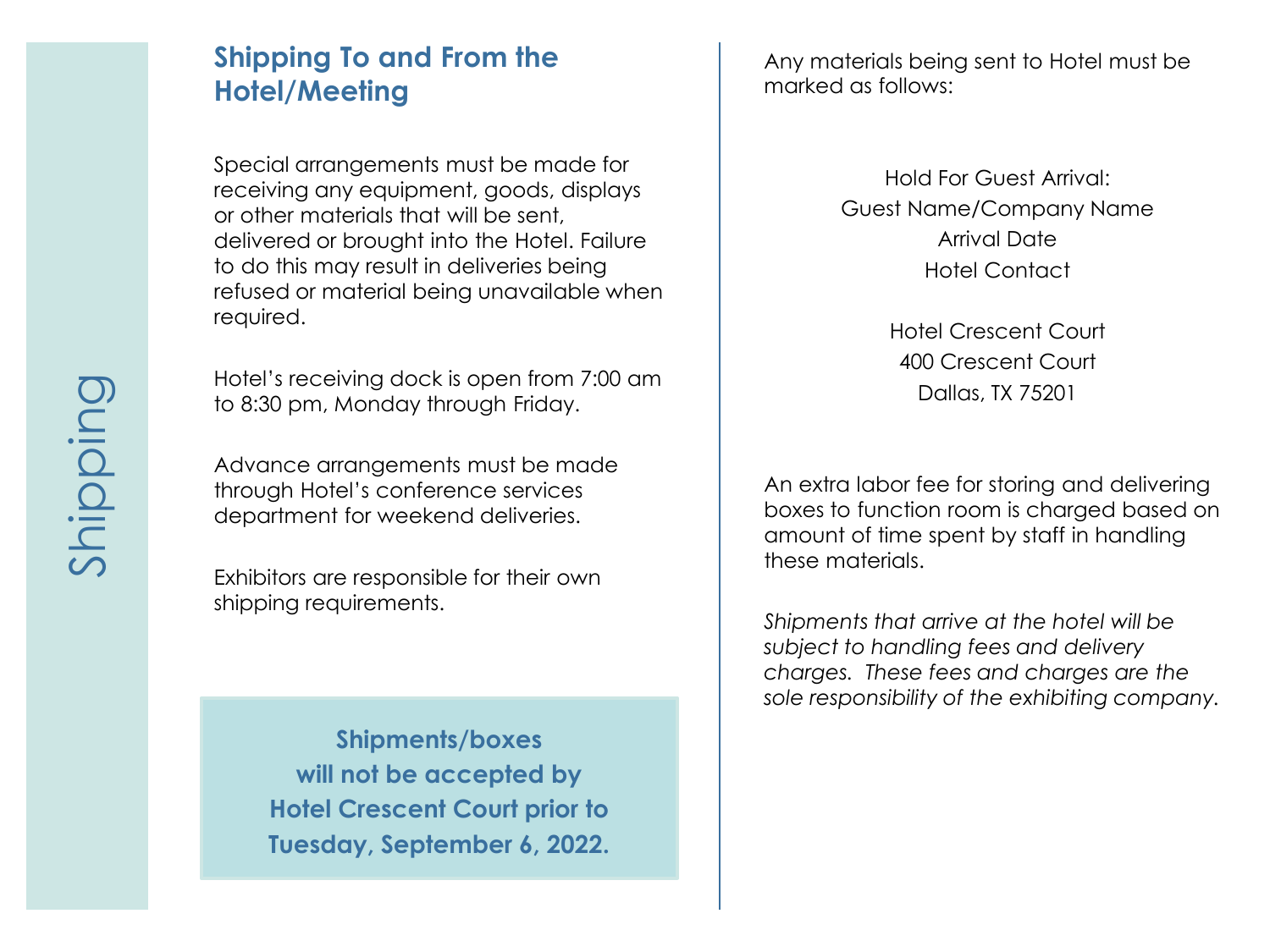# Shipping

## Shipping To and From the Hotel/Meeting

Special arrangements must be made for receiving any equipment, goods, displays or other materials that will be sent, delivered or brought into the Hotel. Failure to do this may result in deliveries being refused or material being unavailable when required.

Hotel's receiving dock is open from 7:00 am to 8:30 pm, Monday through Friday.

Advance arrangements must be made through Hotel's conference services department for weekend deliveries.

Exhibitors are responsible for their own shipping requirements.

**Shipments/boxes will not be accepted by Hotel Crescent Court prior to Tuesday, September 6, 2022.**

Any materials being sent to Hotel must be marked as follows:

Hold For Guest Arrival:
Guest Name/Company Name
Arrival Date
Hotel Contact

Hotel Crescent Court
400 Crescent Court
Dallas, TX 75201

An extra labor fee for storing and delivering boxes to function room is charged based on amount of time spent by staff in handling these materials.

*Shipments that arrive at the hotel will be subject to handling fees and delivery charges. These fees and charges are the sole responsibility of the exhibiting company.*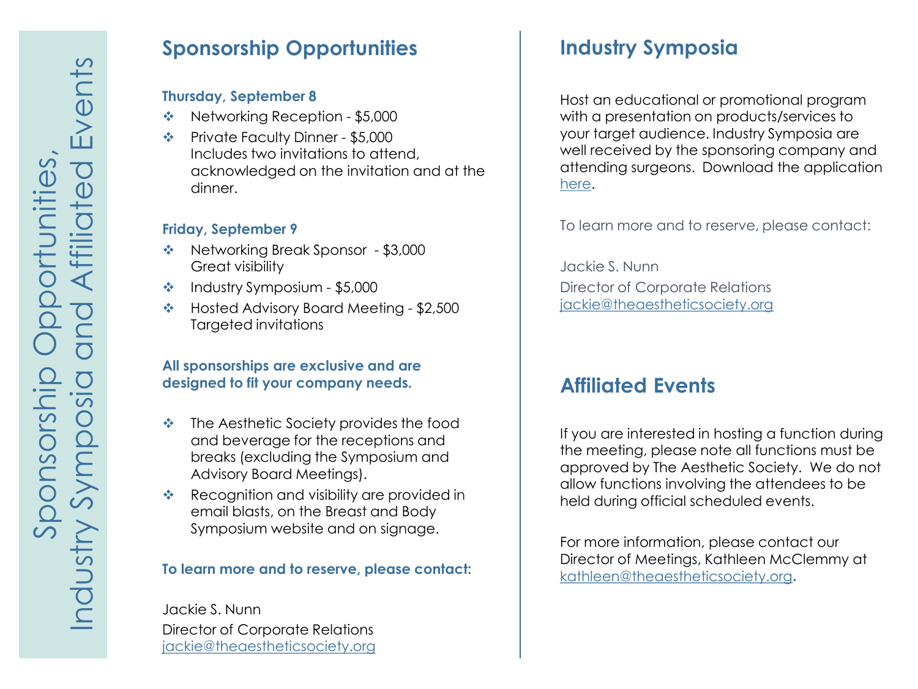# Sponsorship Opportunities, Industry Symposia and Affiliated Events

## Sponsorship Opportunities

**Thursday, September 8**

- Networking Reception - $5,000
- Private Faculty Dinner - $5,000
  Includes two invitations to attend, acknowledged on the invitation and at the dinner.

**Friday, September 9**

- Networking Break Sponsor - $3,000
  Great visibility
- Industry Symposium - $5,000
- Hosted Advisory Board Meeting - $2,500
  Targeted invitations

**All sponsorships are exclusive and are designed to fit your company needs.**

- The Aesthetic Society provides the food and beverage for the receptions and breaks (excluding the Symposium and Advisory Board Meetings).
- Recognition and visibility are provided in email blasts, on the Breast and Body Symposium website and on signage.

**To learn more and to reserve, please contact:**

Jackie S. Nunn
Director of Corporate Relations
jackie@theaestheticsociety.org

## Industry Symposia

Host an educational or promotional program with a presentation on products/services to your target audience. Industry Symposia are well received by the sponsoring company and attending surgeons. Download the application here.

To learn more and to reserve, please contact:

Jackie S. Nunn
Director of Corporate Relations
jackie@theaestheticsociety.org

## Affiliated Events

If you are interested in hosting a function during the meeting, please note all functions must be approved by The Aesthetic Society. We do not allow functions involving the attendees to be held during official scheduled events.

For more information, please contact our Director of Meetings, Kathleen McClemmy at kathleen@theaestheticsociety.org.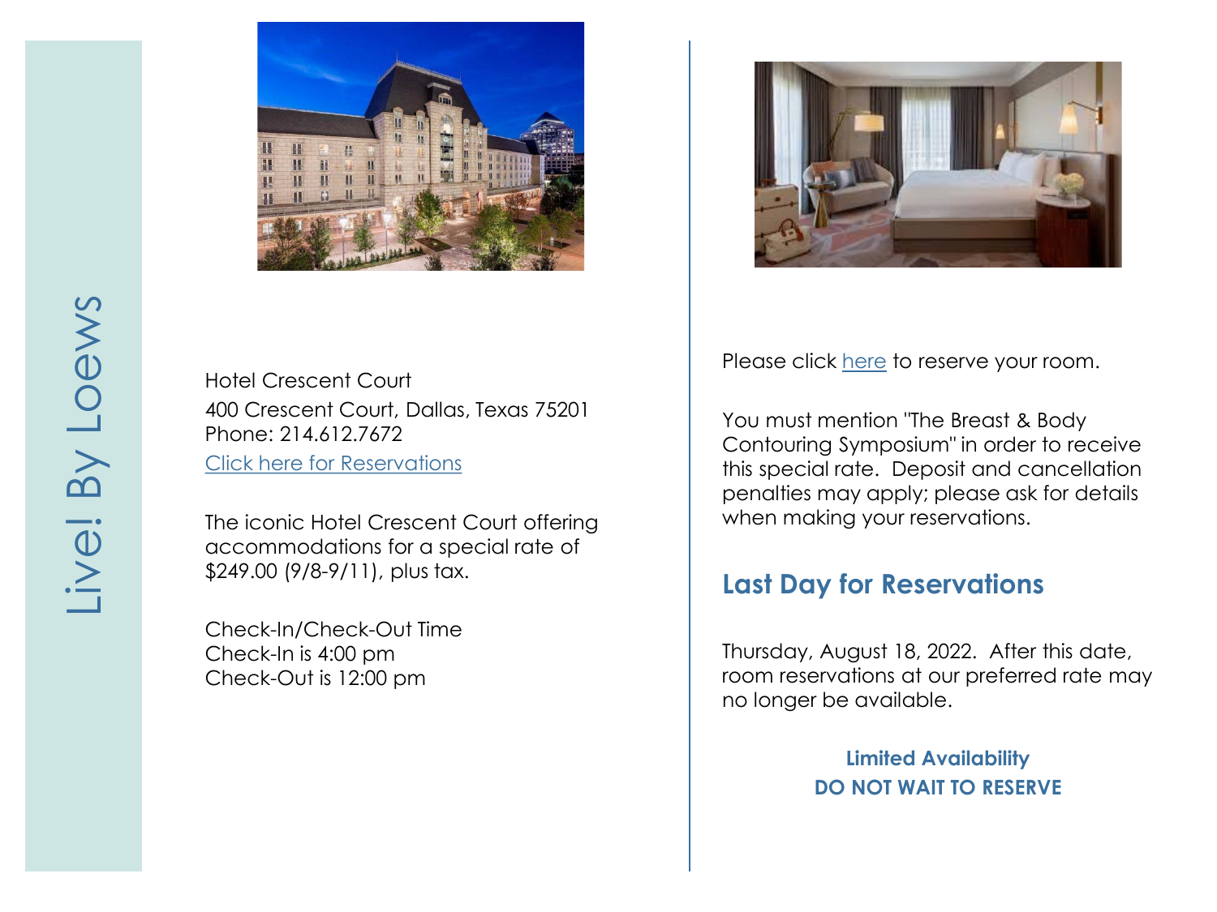# Live! By Loews

Hotel Crescent Court
400 Crescent Court, Dallas, Texas 75201
Phone: 214.612.7672
Click here for Reservations

The iconic Hotel Crescent Court offering accommodations for a special rate of $249.00 (9/8-9/11), plus tax.

Check-In/Check-Out Time
Check-In is 4:00 pm
Check-Out is 12:00 pm

Please click here to reserve your room.

You must mention "The Breast & Body Contouring Symposium" in order to receive this special rate. Deposit and cancellation penalties may apply; please ask for details when making your reservations.

## Last Day for Reservations

Thursday, August 18, 2022. After this date, room reservations at our preferred rate may no longer be available.

**Limited Availability**
**DO NOT WAIT TO RESERVE**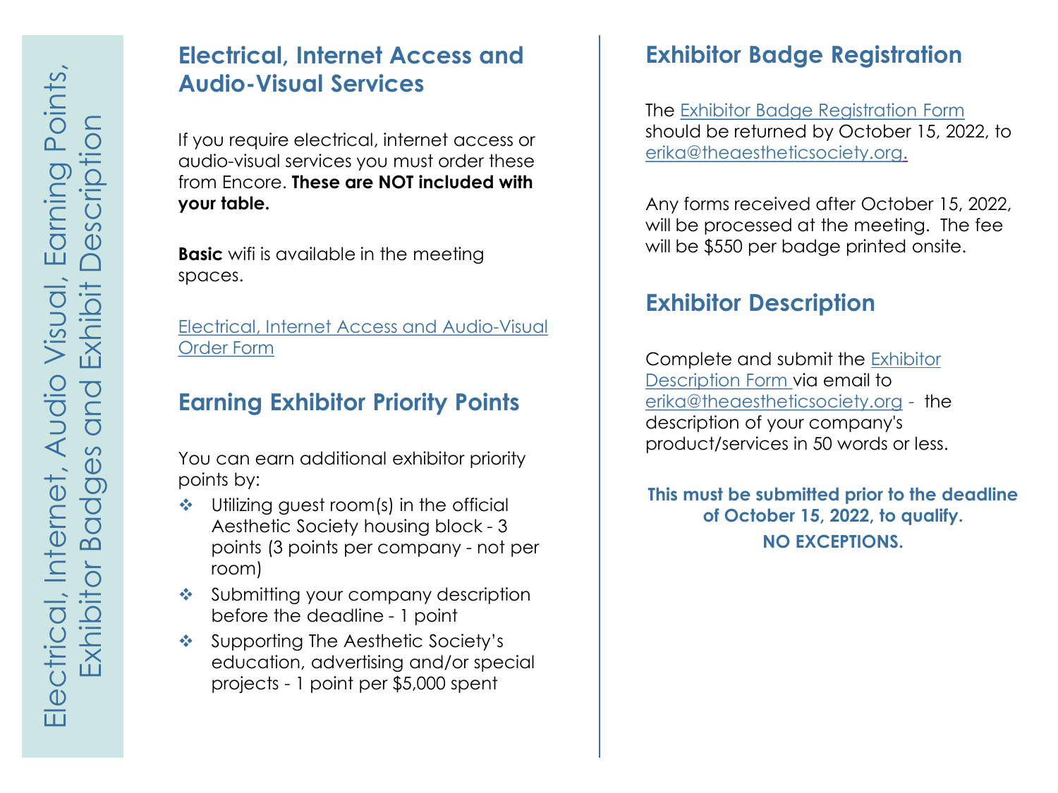Electrical, Internet, Audio Visual, Earning Points, Exhibitor Badges and Exhibit Description

## Electrical, Internet Access and Audio-Visual Services

If you require electrical, internet access or audio-visual services you must order these from Encore. **These are NOT included with your table.**

**Basic** wifi is available in the meeting spaces.

Electrical, Internet Access and Audio-Visual Order Form

## Earning Exhibitor Priority Points

You can earn additional exhibitor priority points by:

- Utilizing guest room(s) in the official Aesthetic Society housing block - 3 points (3 points per company - not per room)
- Submitting your company description before the deadline - 1 point
- Supporting The Aesthetic Society's education, advertising and/or special projects - 1 point per $5,000 spent

## Exhibitor Badge Registration

The Exhibitor Badge Registration Form should be returned by October 15, 2022, to erika@theaestheticsociety.org.

Any forms received after October 15, 2022, will be processed at the meeting. The fee will be $550 per badge printed onsite.

## Exhibitor Description

Complete and submit the Exhibitor Description Form via email to erika@theaestheticsociety.org - the description of your company's product/services in 50 words or less.

**This must be submitted prior to the deadline of October 15, 2022, to qualify.**

**NO EXCEPTIONS.**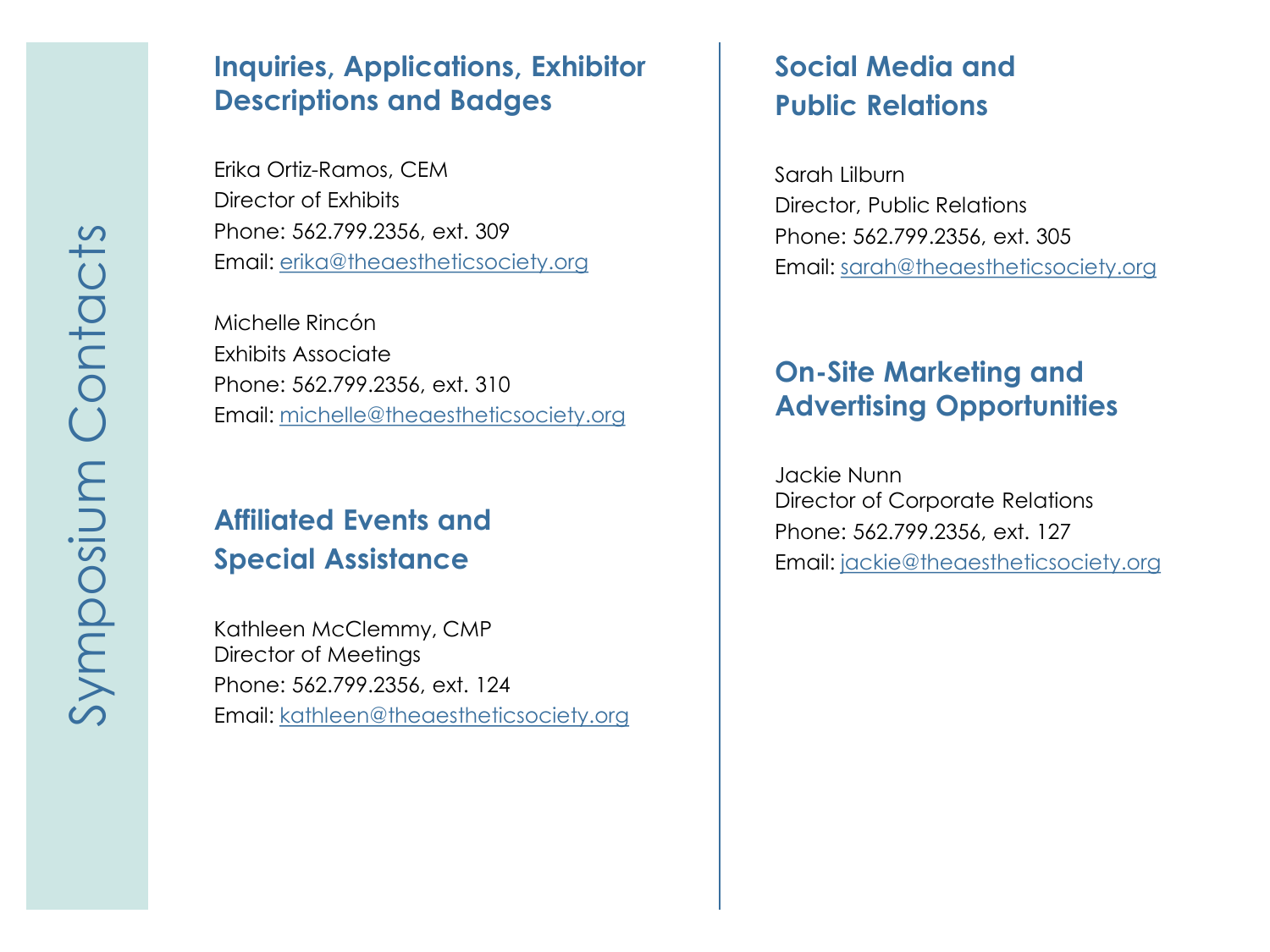# Symposium Contacts

## Inquiries, Applications, Exhibitor Descriptions and Badges

Erika Ortiz-Ramos, CEM
Director of Exhibits
Phone: 562.799.2356, ext. 309
Email: erika@theaestheticsociety.org

Michelle Rincón
Exhibits Associate
Phone: 562.799.2356, ext. 310
Email: michelle@theaestheticsociety.org

## Affiliated Events and Special Assistance

Kathleen McClemmy, CMP
Director of Meetings
Phone: 562.799.2356, ext. 124
Email: kathleen@theaestheticsociety.org

## Social Media and Public Relations

Sarah Lilburn
Director, Public Relations
Phone: 562.799.2356, ext. 305
Email: sarah@theaestheticsociety.org

## On-Site Marketing and Advertising Opportunities

Jackie Nunn
Director of Corporate Relations
Phone: 562.799.2356, ext. 127
Email: jackie@theaestheticsociety.org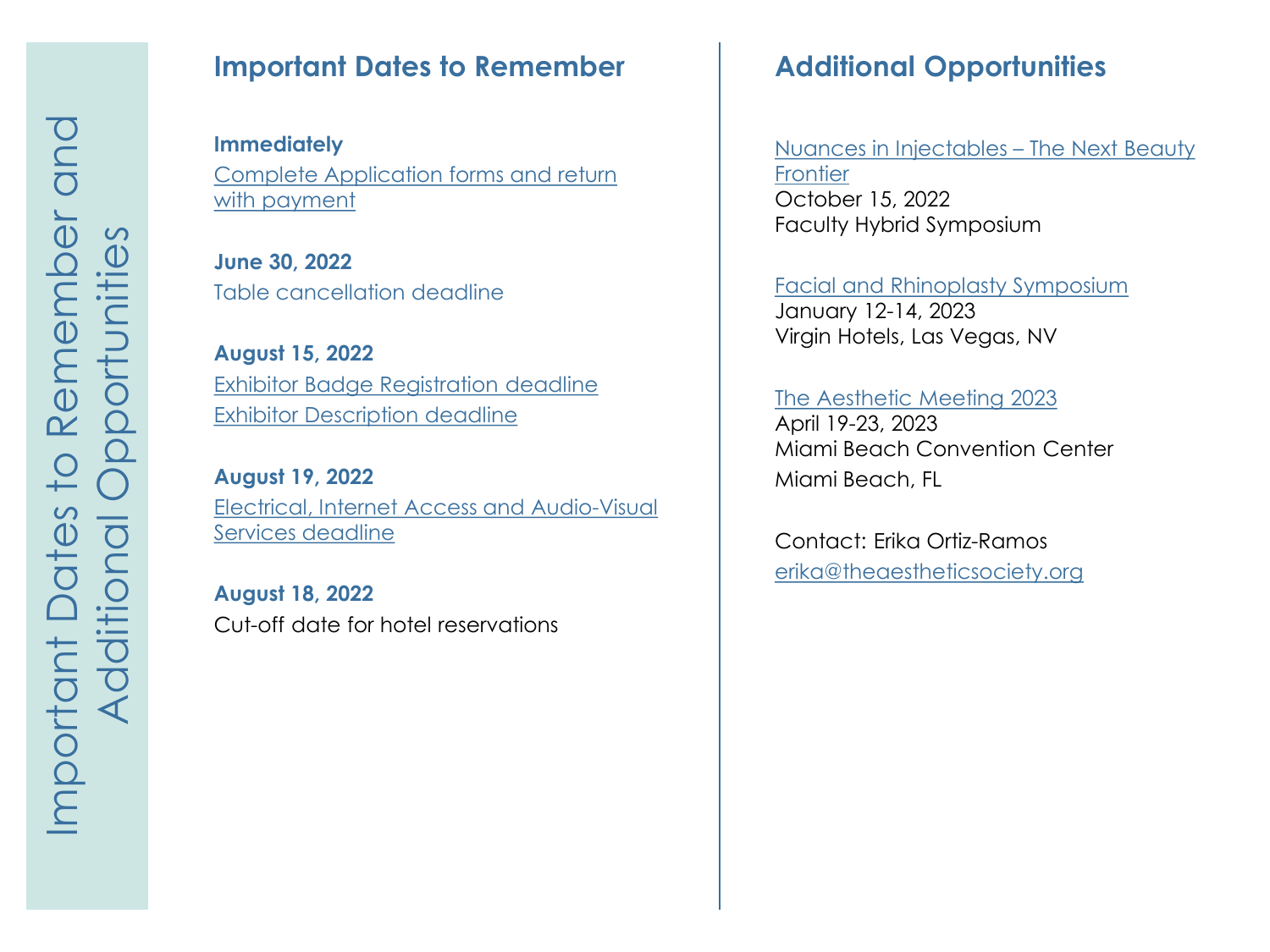# Important Dates to Remember and Additional Opportunities

## Important Dates to Remember

**Immediately**
Complete Application forms and return with payment

**June 30, 2022**
Table cancellation deadline

**August 15, 2022**
Exhibitor Badge Registration deadline
Exhibitor Description deadline

**August 19, 2022**
Electrical, Internet Access and Audio-Visual Services deadline

**August 18, 2022**
Cut-off date for hotel reservations

## Additional Opportunities

Nuances in Injectables – The Next Beauty Frontier
October 15, 2022
Faculty Hybrid Symposium

Facial and Rhinoplasty Symposium
January 12-14, 2023
Virgin Hotels, Las Vegas, NV

The Aesthetic Meeting 2023
April 19-23, 2023
Miami Beach Convention Center
Miami Beach, FL

Contact: Erika Ortiz-Ramos
erika@theaestheticsociety.org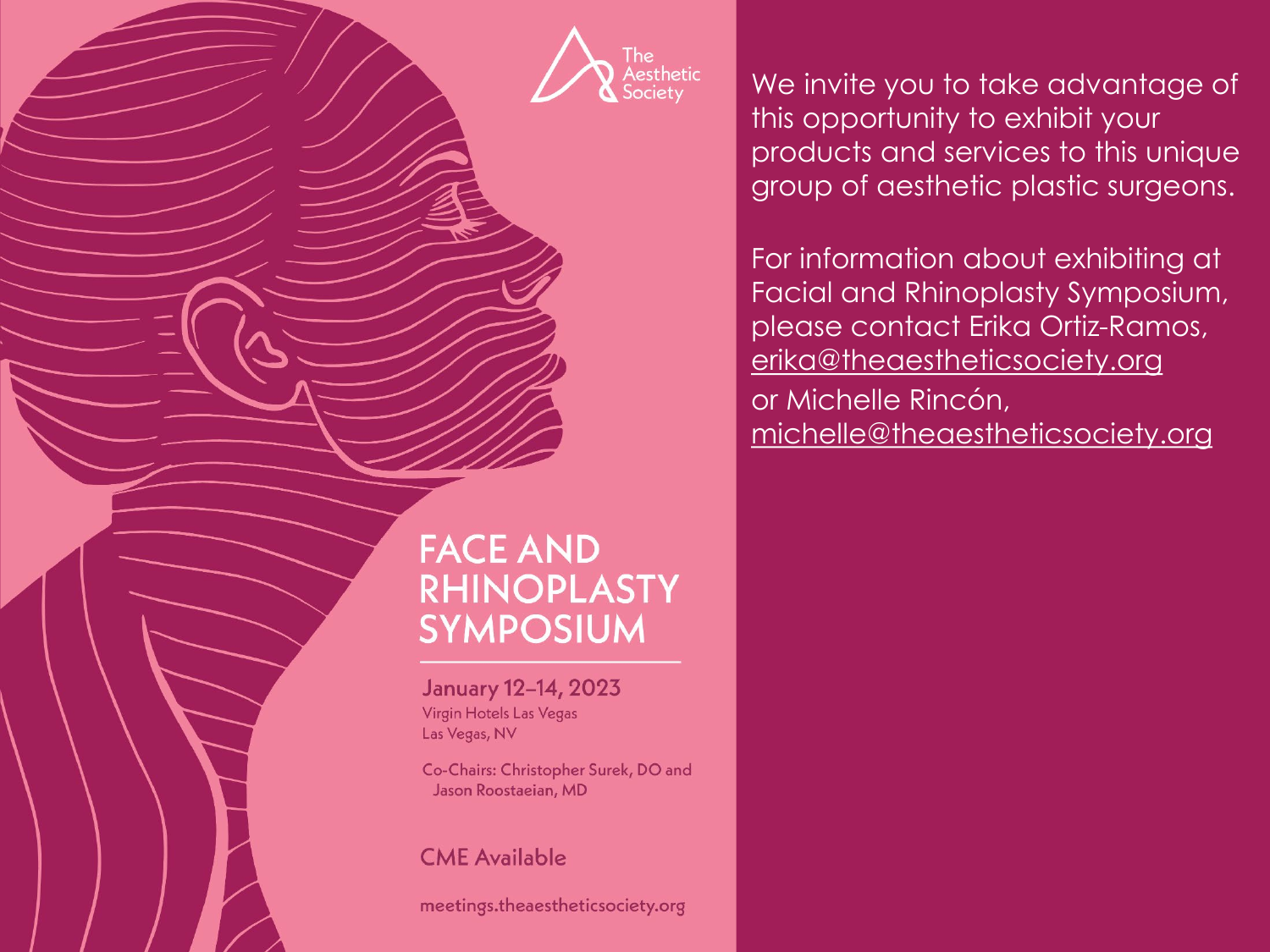The Aesthetic Society

# FACE AND RHINOPLASTY SYMPOSIUM

January 12–14, 2023
Virgin Hotels Las Vegas
Las Vegas, NV

Co-Chairs: Christopher Surek, DO and Jason Roostaeian, MD

CME Available

meetings.theaestheticsociety.org

We invite you to take advantage of this opportunity to exhibit your products and services to this unique group of aesthetic plastic surgeons.

For information about exhibiting at Facial and Rhinoplasty Symposium, please contact Erika Ortiz-Ramos, erika@theaestheticsociety.org
or Michelle Rincón, michelle@theaestheticsociety.org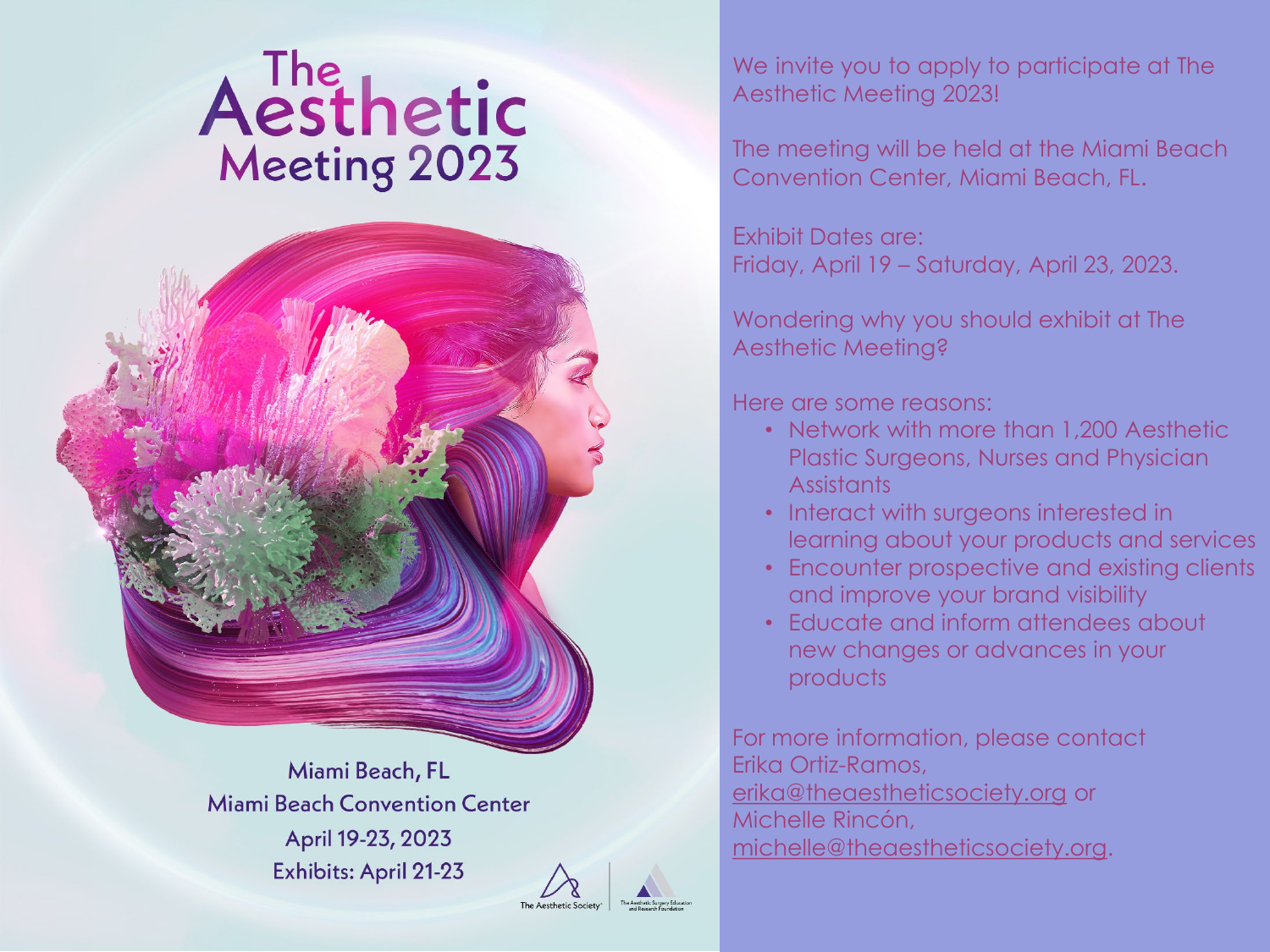# The Aesthetic Meeting 2023

Miami Beach, FL
Miami Beach Convention Center
April 19-23, 2023
Exhibits: April 21-23

The Aesthetic Society | The Aesthetic Surgery Education and Research Foundation

We invite you to apply to participate at The Aesthetic Meeting 2023!

The meeting will be held at the Miami Beach Convention Center, Miami Beach, FL.

Exhibit Dates are:
Friday, April 19 – Saturday, April 23, 2023.

Wondering why you should exhibit at The Aesthetic Meeting?

Here are some reasons:

- Network with more than 1,200 Aesthetic Plastic Surgeons, Nurses and Physician Assistants
- Interact with surgeons interested in learning about your products and services
- Encounter prospective and existing clients and improve your brand visibility
- Educate and inform attendees about new changes or advances in your products

For more information, please contact
Erika Ortiz-Ramos,
erika@theaestheticsociety.org or
Michelle Rincón,
michelle@theaestheticsociety.org.